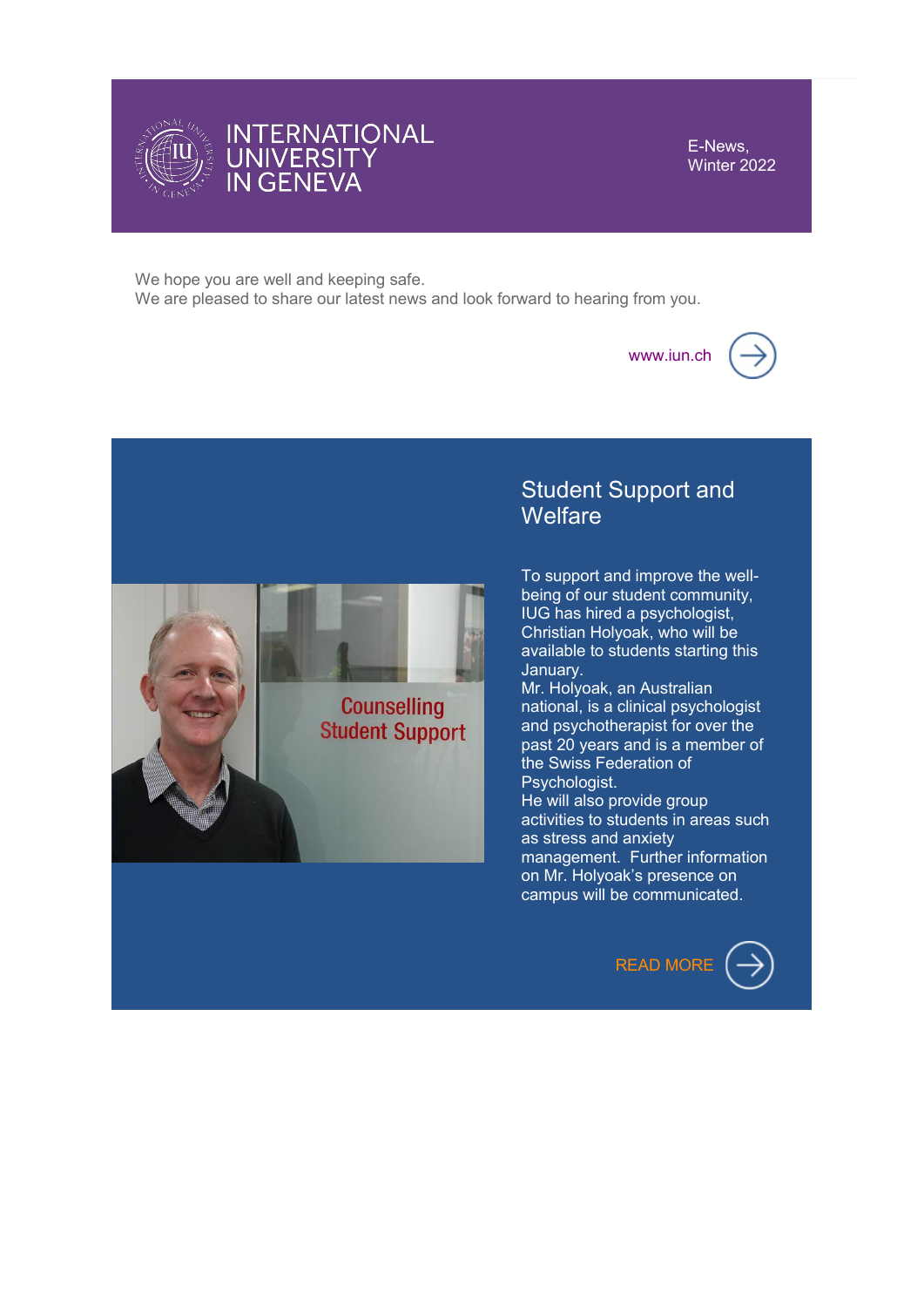INTERNATIONAL UNIVERSITY IN GENEVA

E-News, Winter 2022

We hope you are well and keeping safe.
We are pleased to share our latest news and look forward to hearing from you.

www.iun.ch

## Student Support and Welfare

To support and improve the well-being of our student community, IUG has hired a psychologist, Christian Holyoak, who will be available to students starting this January.
Mr. Holyoak, an Australian national, is a clinical psychologist and psychotherapist for over the past 20 years and is a member of the Swiss Federation of Psychologist.
He will also provide group activities to students in areas such as stress and anxiety management. Further information on Mr. Holyoak's presence on campus will be communicated.

READ MORE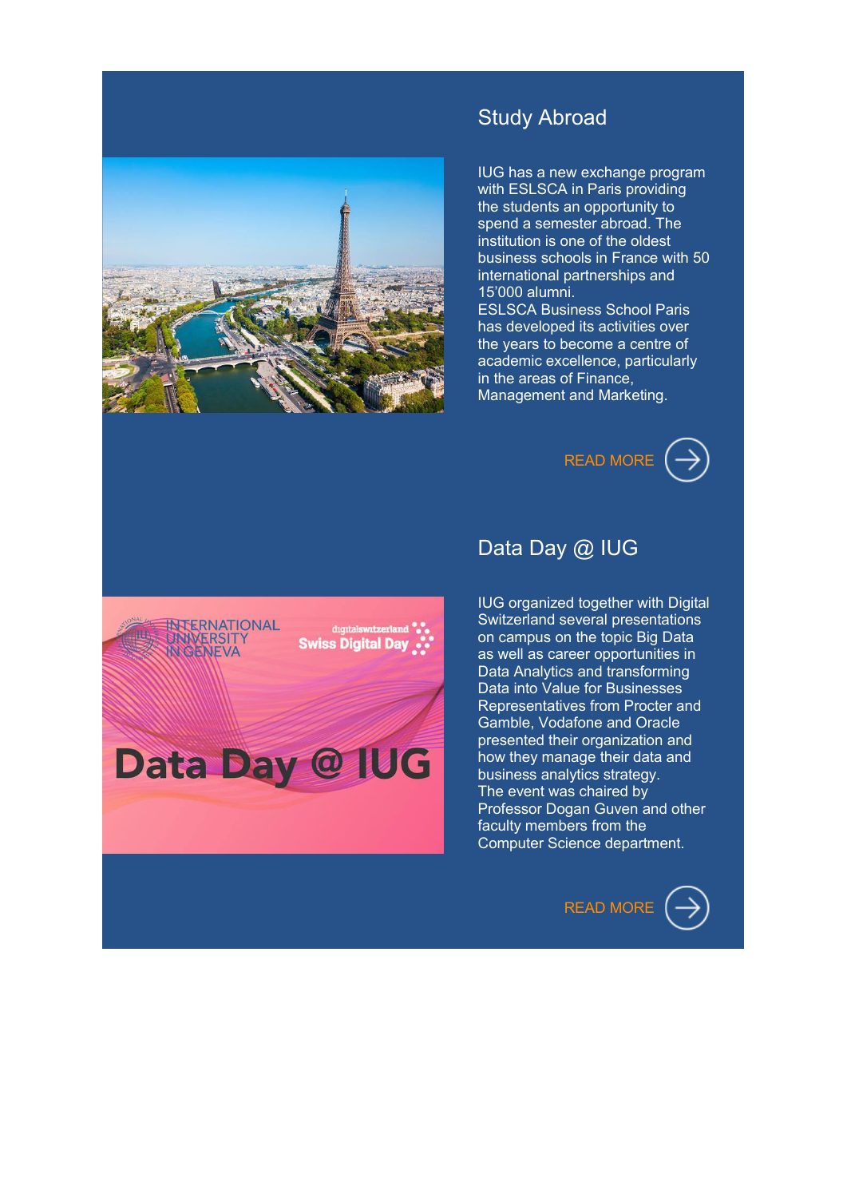## Study Abroad

IUG has a new exchange program with ESLSCA in Paris providing the students an opportunity to spend a semester abroad. The institution is one of the oldest business schools in France with 50 international partnerships and 15'000 alumni.
ESLSCA Business School Paris has developed its activities over the years to become a centre of academic excellence, particularly in the areas of Finance, Management and Marketing.

READ MORE

## Data Day @ IUG

IUG organized together with Digital Switzerland several presentations on campus on the topic Big Data as well as career opportunities in Data Analytics and transforming Data into Value for Businesses Representatives from Procter and Gamble, Vodafone and Oracle presented their organization and how they manage their data and business analytics strategy.
The event was chaired by Professor Dogan Guven and other faculty members from the Computer Science department.

READ MORE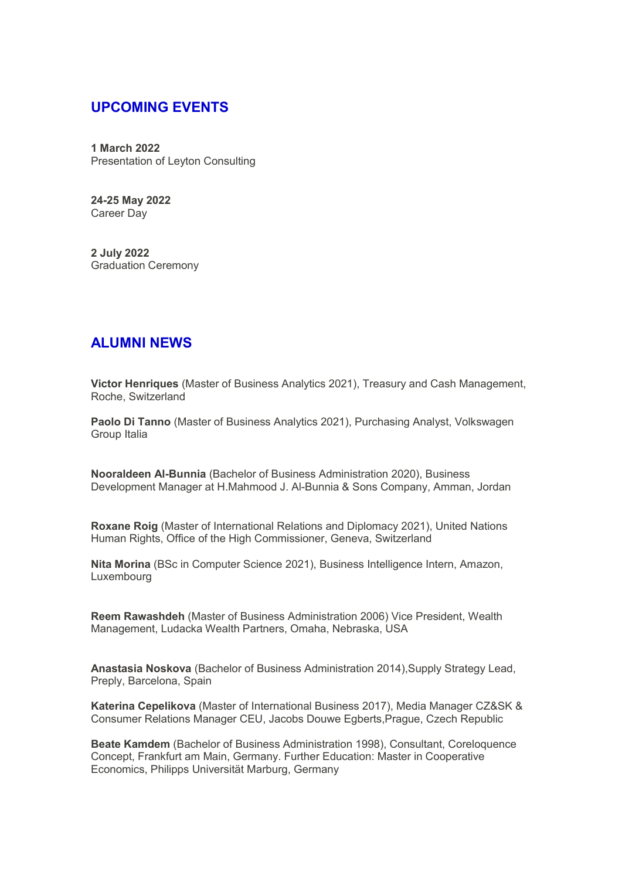## UPCOMING EVENTS

**1 March 2022**
Presentation of Leyton Consulting

**24-25 May 2022**
Career Day

**2 July 2022**
Graduation Ceremony

## ALUMNI NEWS

**Victor Henriques** (Master of Business Analytics 2021), Treasury and Cash Management, Roche, Switzerland

**Paolo Di Tanno** (Master of Business Analytics 2021), Purchasing Analyst, Volkswagen Group Italia

**Nooraldeen Al-Bunnia** (Bachelor of Business Administration 2020), Business Development Manager at H.Mahmood J. Al-Bunnia & Sons Company, Amman, Jordan

**Roxane Roig** (Master of International Relations and Diplomacy 2021), United Nations Human Rights, Office of the High Commissioner, Geneva, Switzerland

**Nita Morina** (BSc in Computer Science 2021), Business Intelligence Intern, Amazon, Luxembourg

**Reem Rawashdeh** (Master of Business Administration 2006) Vice President, Wealth Management, Ludacka Wealth Partners, Omaha, Nebraska, USA

**Anastasia Noskova** (Bachelor of Business Administration 2014),Supply Strategy Lead, Preply, Barcelona, Spain

**Katerina Cepelikova** (Master of International Business 2017), Media Manager CZ&SK & Consumer Relations Manager CEU, Jacobs Douwe Egberts,Prague, Czech Republic

**Beate Kamdem** (Bachelor of Business Administration 1998), Consultant, Coreloquence Concept, Frankfurt am Main, Germany. Further Education: Master in Cooperative Economics, Philipps Universität Marburg, Germany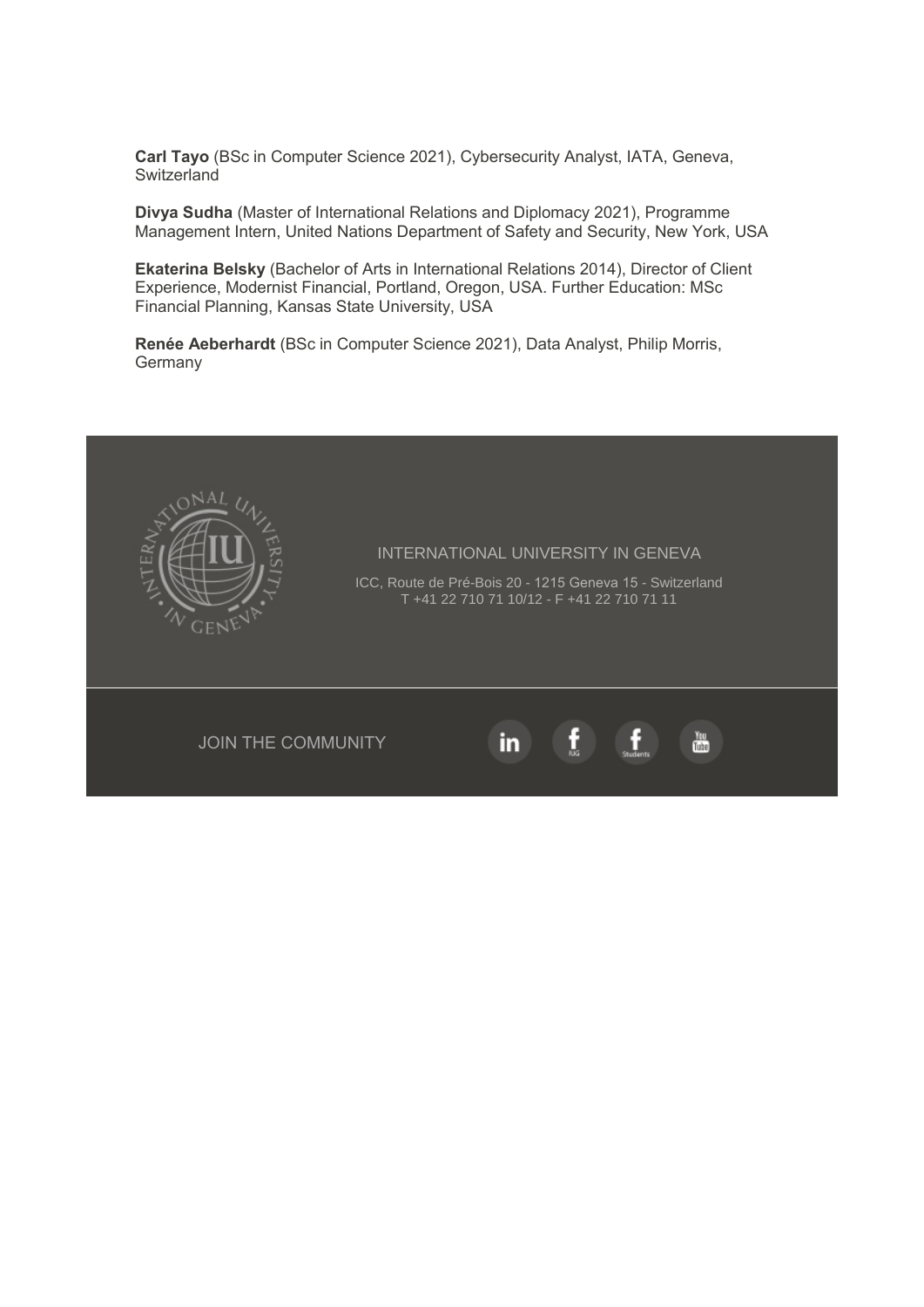**Carl Tayo** (BSc in Computer Science 2021), Cybersecurity Analyst, IATA, Geneva, Switzerland

**Divya Sudha** (Master of International Relations and Diplomacy 2021), Programme Management Intern, United Nations Department of Safety and Security, New York, USA

**Ekaterina Belsky** (Bachelor of Arts in International Relations 2014), Director of Client Experience, Modernist Financial, Portland, Oregon, USA. Further Education: MSc Financial Planning, Kansas State University, USA

**Renée Aeberhardt** (BSc in Computer Science 2021), Data Analyst, Philip Morris, Germany

INTERNATIONAL UNIVERSITY IN GENEVA

ICC, Route de Pré-Bois 20 - 1215 Geneva 15 - Switzerland
T +41 22 710 71 10/12 - F +41 22 710 71 11

JOIN THE COMMUNITY